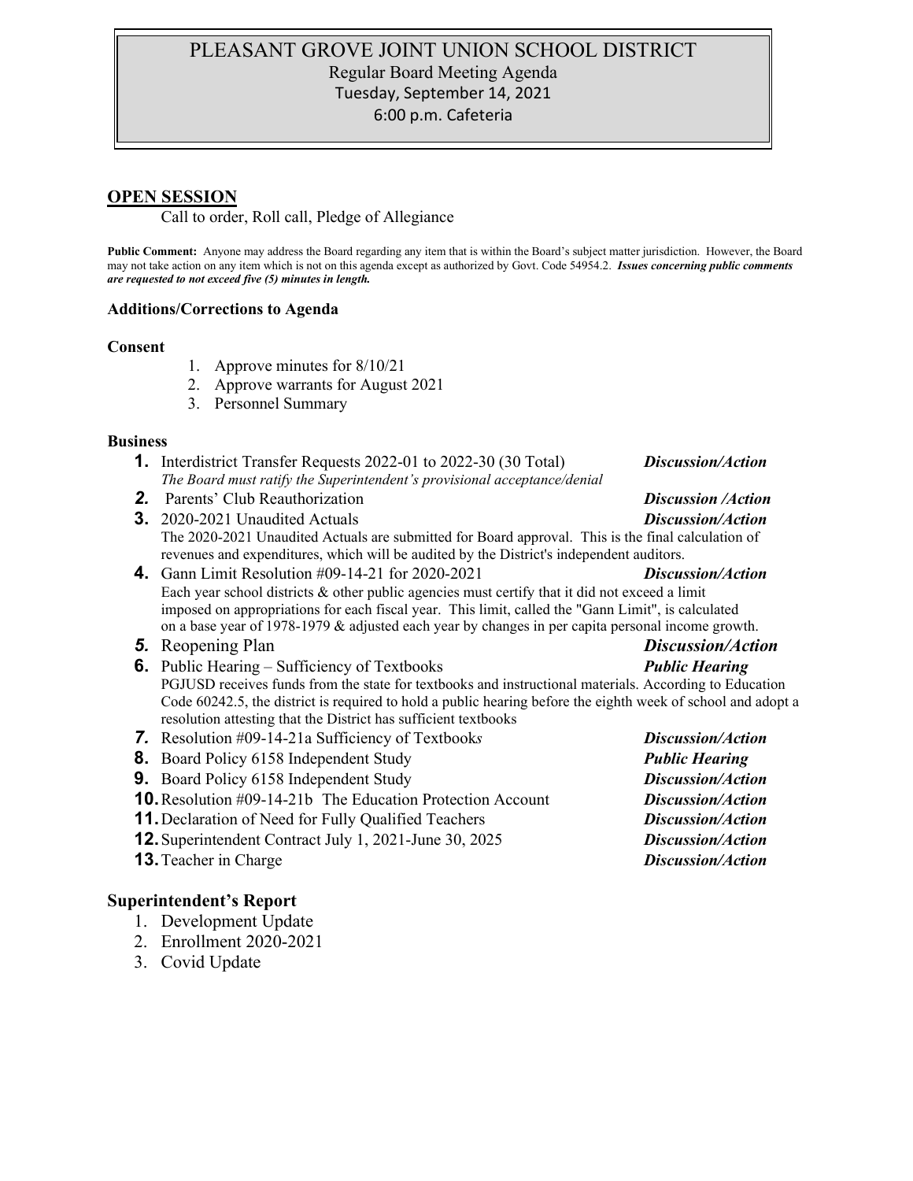# PLEASANT GROVE JOINT UNION SCHOOL DISTRICT

Regular Board Meeting Agenda
Tuesday, September 14, 2021
6:00 p.m. Cafeteria

## OPEN SESSION

Call to order, Roll call, Pledge of Allegiance

**Public Comment:** Anyone may address the Board regarding any item that is within the Board's subject matter jurisdiction. However, the Board may not take action on any item which is not on this agenda except as authorized by Govt. Code 54954.2. ***Issues concerning public comments are requested to not exceed five (5) minutes in length.***

### Additions/Corrections to Agenda

### Consent

1. Approve minutes for 8/10/21
2. Approve warrants for August 2021
3. Personnel Summary

### Business

1. Interdistrict Transfer Requests 2022-01 to 2022-30 (30 Total) — ***Discussion/Action***
   *The Board must ratify the Superintendent's provisional acceptance/denial*
2. Parents' Club Reauthorization — ***Discussion /Action***
3. 2020-2021 Unaudited Actuals — ***Discussion/Action***
   The 2020-2021 Unaudited Actuals are submitted for Board approval. This is the final calculation of revenues and expenditures, which will be audited by the District's independent auditors.
4. Gann Limit Resolution #09-14-21 for 2020-2021 — ***Discussion/Action***
   Each year school districts & other public agencies must certify that it did not exceed a limit imposed on appropriations for each fiscal year. This limit, called the "Gann Limit", is calculated on a base year of 1978-1979 & adjusted each year by changes in per capita personal income growth.
5. Reopening Plan — ***Discussion/Action***
6. Public Hearing – Sufficiency of Textbooks — ***Public Hearing***
   PGJUSD receives funds from the state for textbooks and instructional materials. According to Education Code 60242.5, the district is required to hold a public hearing before the eighth week of school and adopt a resolution attesting that the District has sufficient textbooks
7. Resolution #09-14-21a Sufficiency of Textbook*s* — ***Discussion/Action***
8. Board Policy 6158 Independent Study — ***Public Hearing***
9. Board Policy 6158 Independent Study — ***Discussion/Action***
10. Resolution #09-14-21b The Education Protection Account — ***Discussion/Action***
11. Declaration of Need for Fully Qualified Teachers — ***Discussion/Action***
12. Superintendent Contract July 1, 2021-June 30, 2025 — ***Discussion/Action***
13. Teacher in Charge — ***Discussion/Action***

## Superintendent's Report

1. Development Update
2. Enrollment 2020-2021
3. Covid Update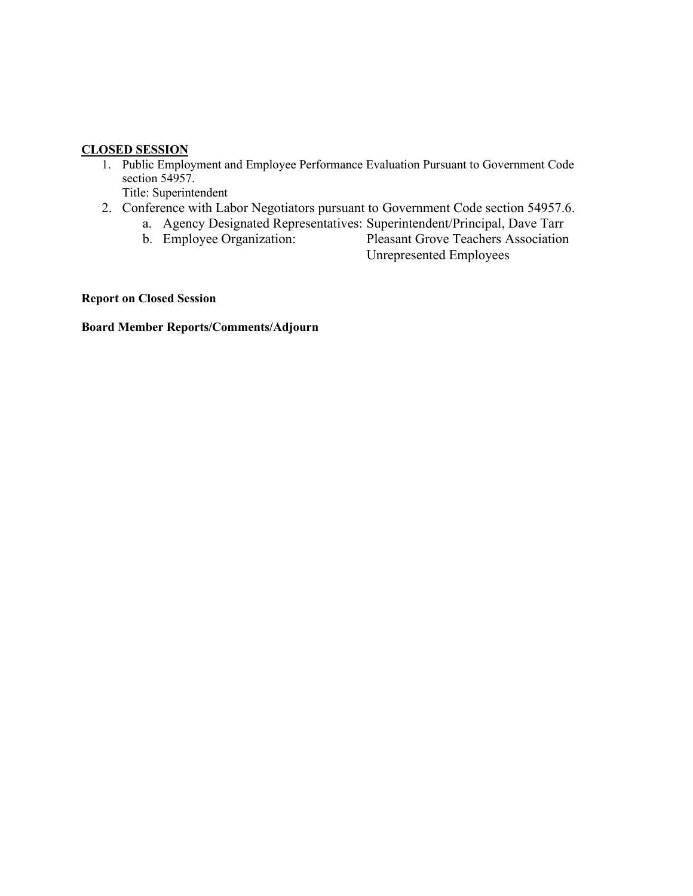**<u>CLOSED SESSION</u>**

1. Public Employment and Employee Performance Evaluation Pursuant to Government Code section 54957.
   Title: Superintendent
2. Conference with Labor Negotiators pursuant to Government Code section 54957.6.
   a. Agency Designated Representatives: Superintendent/Principal, Dave Tarr
   b. Employee Organization: Pleasant Grove Teachers Association
      Unrepresented Employees

**Report on Closed Session**

**Board Member Reports/Comments/Adjourn**